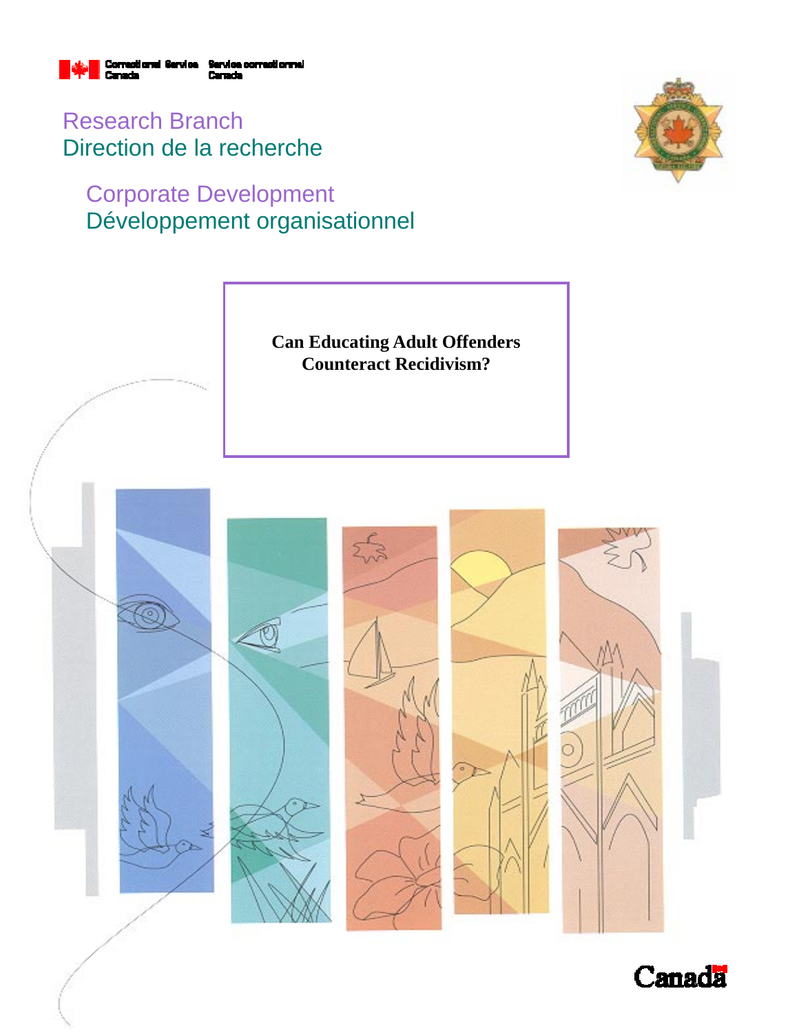Correctional Service Canada Service correctionnel Canada

Research Branch
Direction de la recherche

Corporate Development
Développement organisationnel

# Can Educating Adult Offenders Counteract Recidivism?

Canada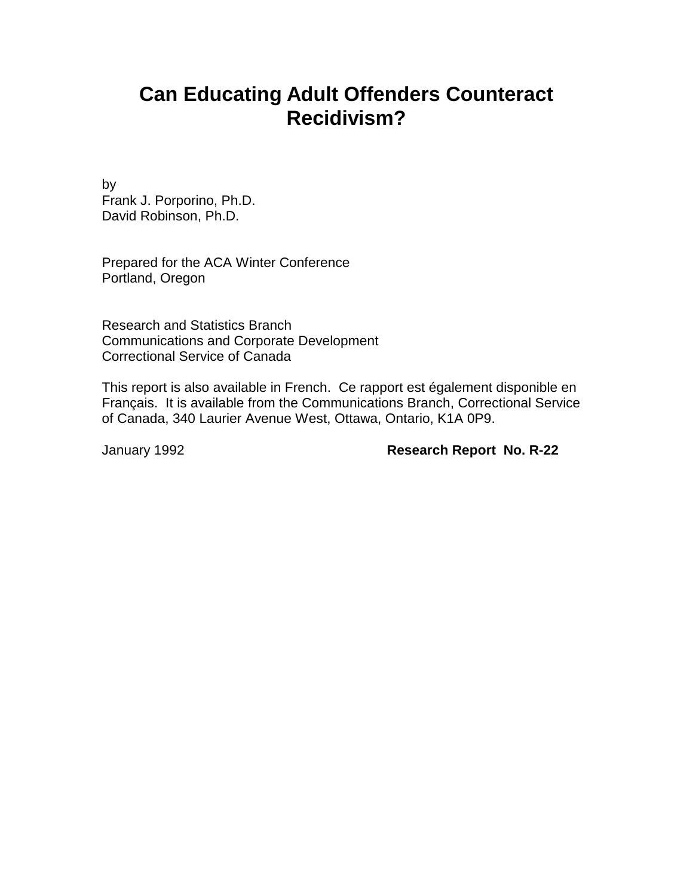# Can Educating Adult Offenders Counteract Recidivism?

by
Frank J. Porporino, Ph.D.
David Robinson, Ph.D.

Prepared for the ACA Winter Conference
Portland, Oregon

Research and Statistics Branch
Communications and Corporate Development
Correctional Service of Canada

This report is also available in French. Ce rapport est également disponible en Français. It is available from the Communications Branch, Correctional Service of Canada, 340 Laurier Avenue West, Ottawa, Ontario, K1A 0P9.

January 1992 **Research Report No. R-22**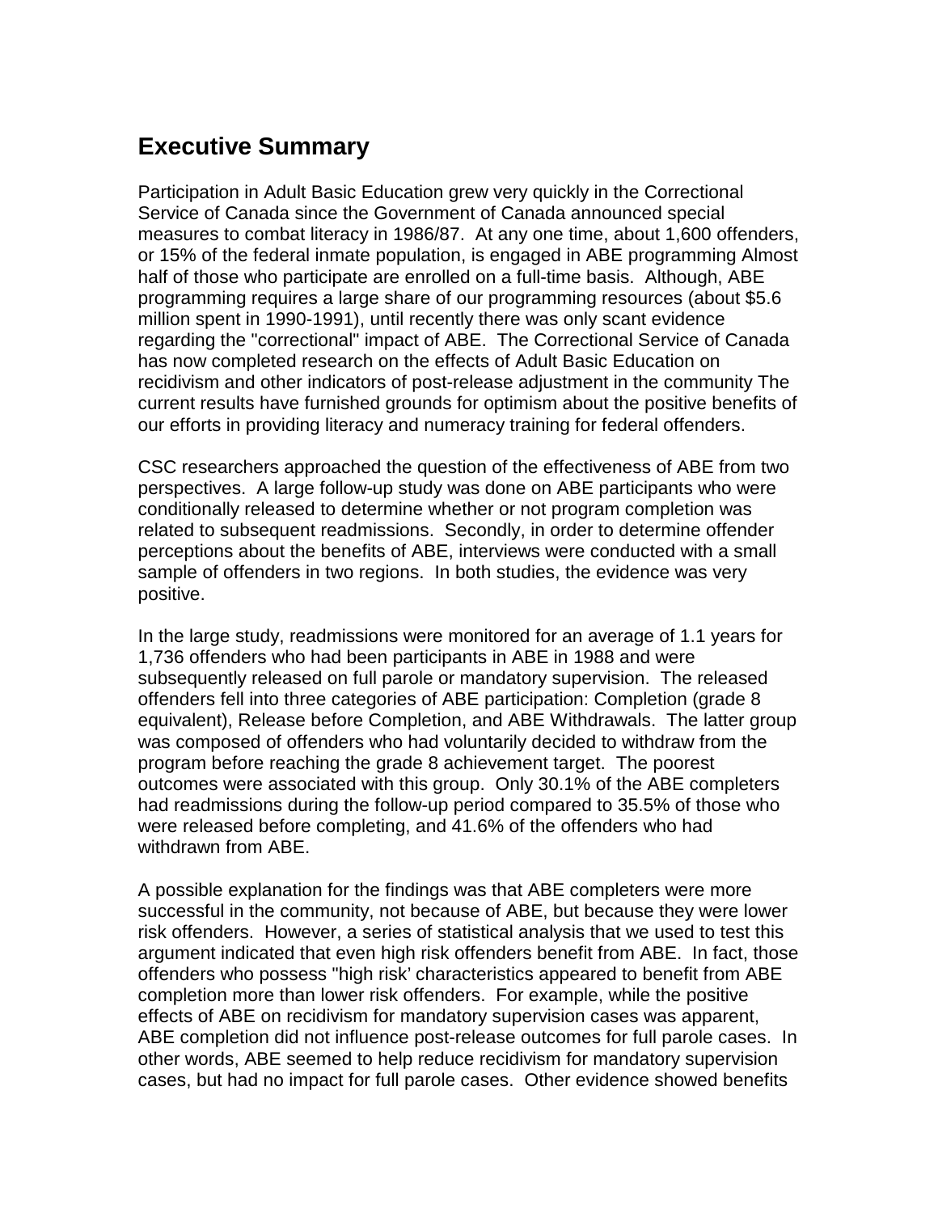## Executive Summary

Participation in Adult Basic Education grew very quickly in the Correctional Service of Canada since the Government of Canada announced special measures to combat literacy in 1986/87. At any one time, about 1,600 offenders, or 15% of the federal inmate population, is engaged in ABE programming Almost half of those who participate are enrolled on a full-time basis. Although, ABE programming requires a large share of our programming resources (about $5.6 million spent in 1990-1991), until recently there was only scant evidence regarding the "correctional" impact of ABE. The Correctional Service of Canada has now completed research on the effects of Adult Basic Education on recidivism and other indicators of post-release adjustment in the community The current results have furnished grounds for optimism about the positive benefits of our efforts in providing literacy and numeracy training for federal offenders.

CSC researchers approached the question of the effectiveness of ABE from two perspectives. A large follow-up study was done on ABE participants who were conditionally released to determine whether or not program completion was related to subsequent readmissions. Secondly, in order to determine offender perceptions about the benefits of ABE, interviews were conducted with a small sample of offenders in two regions. In both studies, the evidence was very positive.

In the large study, readmissions were monitored for an average of 1.1 years for 1,736 offenders who had been participants in ABE in 1988 and were subsequently released on full parole or mandatory supervision. The released offenders fell into three categories of ABE participation: Completion (grade 8 equivalent), Release before Completion, and ABE Withdrawals. The latter group was composed of offenders who had voluntarily decided to withdraw from the program before reaching the grade 8 achievement target. The poorest outcomes were associated with this group. Only 30.1% of the ABE completers had readmissions during the follow-up period compared to 35.5% of those who were released before completing, and 41.6% of the offenders who had withdrawn from ABE.

A possible explanation for the findings was that ABE completers were more successful in the community, not because of ABE, but because they were lower risk offenders. However, a series of statistical analysis that we used to test this argument indicated that even high risk offenders benefit from ABE. In fact, those offenders who possess "high risk' characteristics appeared to benefit from ABE completion more than lower risk offenders. For example, while the positive effects of ABE on recidivism for mandatory supervision cases was apparent, ABE completion did not influence post-release outcomes for full parole cases. In other words, ABE seemed to help reduce recidivism for mandatory supervision cases, but had no impact for full parole cases. Other evidence showed benefits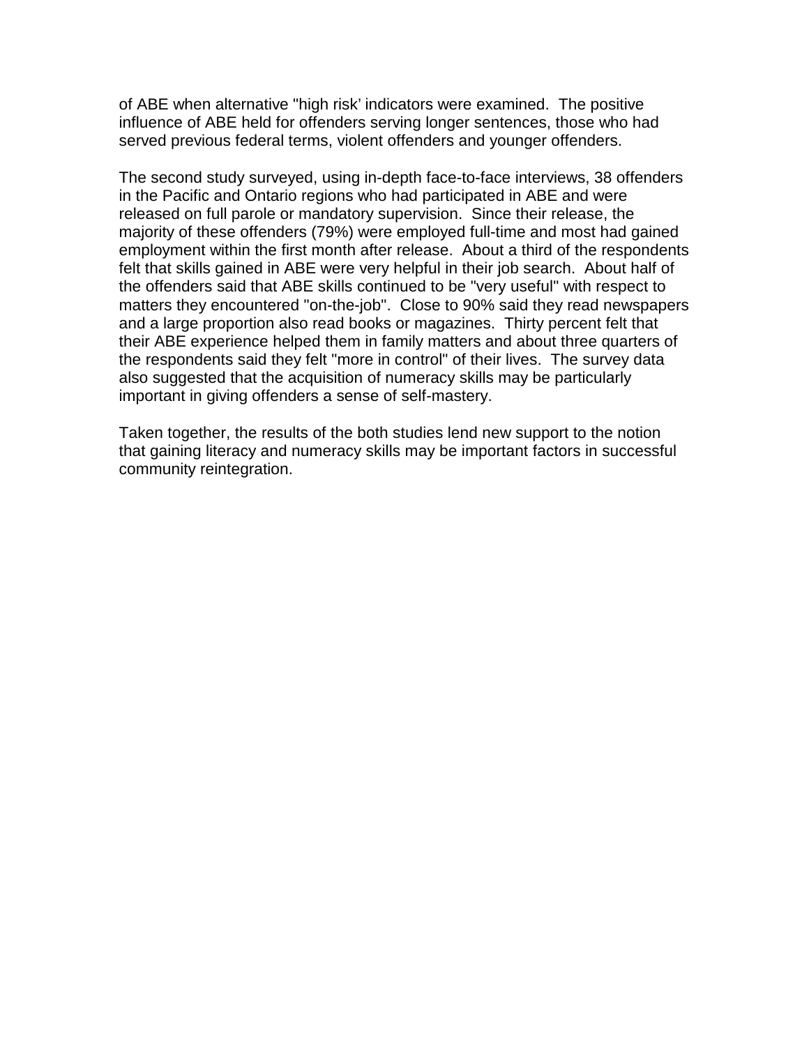of ABE when alternative "high risk' indicators were examined. The positive influence of ABE held for offenders serving longer sentences, those who had served previous federal terms, violent offenders and younger offenders.

The second study surveyed, using in-depth face-to-face interviews, 38 offenders in the Pacific and Ontario regions who had participated in ABE and were released on full parole or mandatory supervision. Since their release, the majority of these offenders (79%) were employed full-time and most had gained employment within the first month after release. About a third of the respondents felt that skills gained in ABE were very helpful in their job search. About half of the offenders said that ABE skills continued to be "very useful" with respect to matters they encountered "on-the-job". Close to 90% said they read newspapers and a large proportion also read books or magazines. Thirty percent felt that their ABE experience helped them in family matters and about three quarters of the respondents said they felt "more in control" of their lives. The survey data also suggested that the acquisition of numeracy skills may be particularly important in giving offenders a sense of self-mastery.

Taken together, the results of the both studies lend new support to the notion that gaining literacy and numeracy skills may be important factors in successful community reintegration.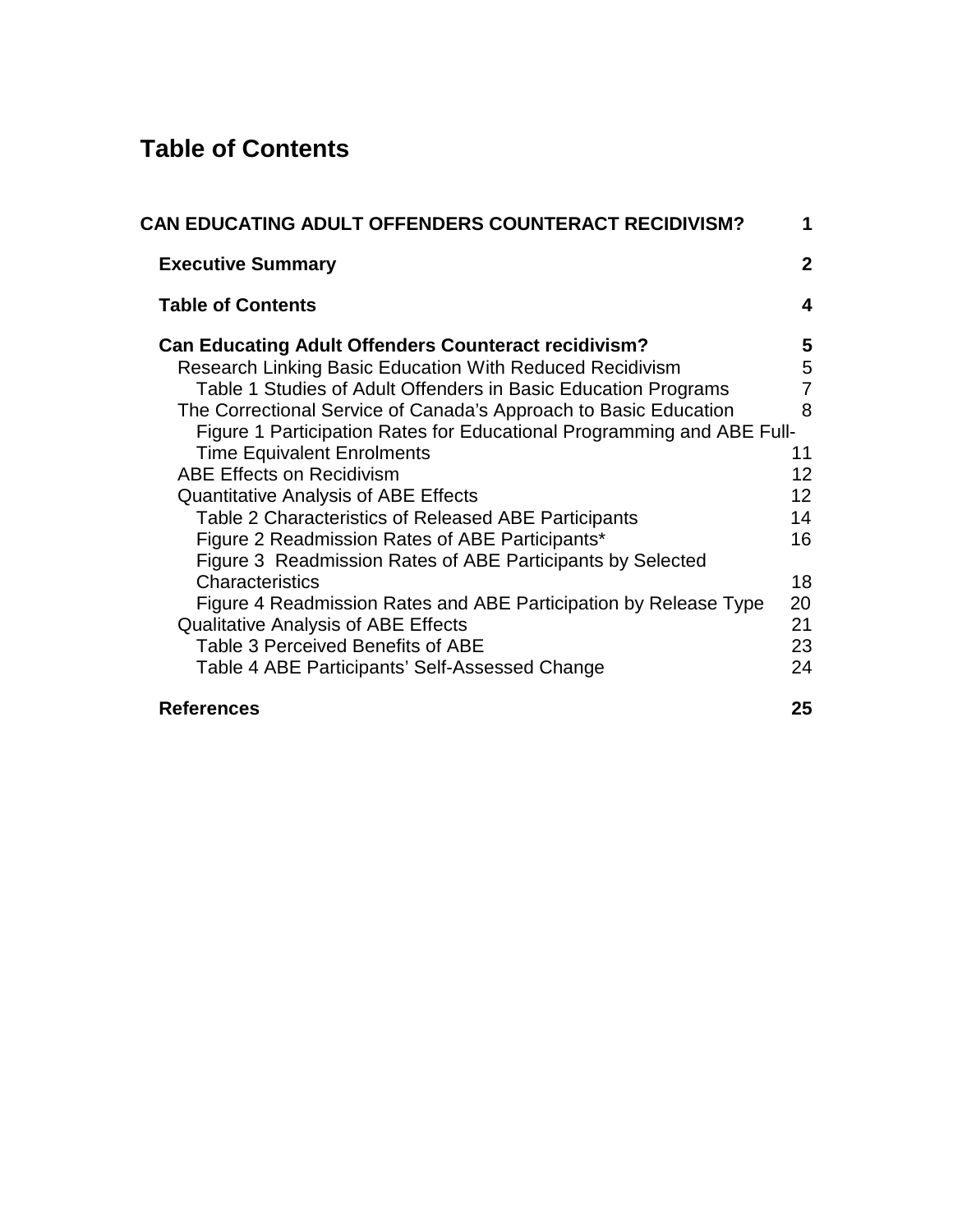# Table of Contents

**CAN EDUCATING ADULT OFFENDERS COUNTERACT RECIDIVISM? 1**

- **Executive Summary 2**
- **Table of Contents 4**
- **Can Educating Adult Offenders Counteract recidivism? 5**
  - Research Linking Basic Education With Reduced Recidivism 5
    - Table 1 Studies of Adult Offenders in Basic Education Programs 7
  - The Correctional Service of Canada's Approach to Basic Education 8
    - Figure 1 Participation Rates for Educational Programming and ABE Full-Time Equivalent Enrolments 11
  - ABE Effects on Recidivism 12
  - Quantitative Analysis of ABE Effects 12
    - Table 2 Characteristics of Released ABE Participants 14
    - Figure 2 Readmission Rates of ABE Participants* 16
    - Figure 3 Readmission Rates of ABE Participants by Selected Characteristics 18
    - Figure 4 Readmission Rates and ABE Participation by Release Type 20
  - Qualitative Analysis of ABE Effects 21
    - Table 3 Perceived Benefits of ABE 23
    - Table 4 ABE Participants' Self-Assessed Change 24
- **References 25**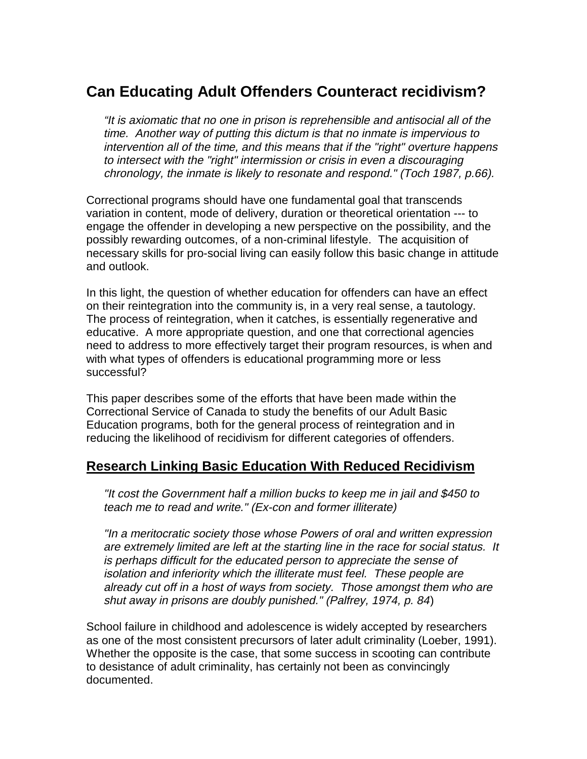# Can Educating Adult Offenders Counteract recidivism?

> *“It is axiomatic that no one in prison is reprehensible and antisocial all of the time. Another way of putting this dictum is that no inmate is impervious to intervention all of the time, and this means that if the "right" overture happens to intersect with the "right" intermission or crisis in even a discouraging chronology, the inmate is likely to resonate and respond." (Toch 1987, p.66).*

Correctional programs should have one fundamental goal that transcends variation in content, mode of delivery, duration or theoretical orientation --- to engage the offender in developing a new perspective on the possibility, and the possibly rewarding outcomes, of a non-criminal lifestyle. The acquisition of necessary skills for pro-social living can easily follow this basic change in attitude and outlook.

In this light, the question of whether education for offenders can have an effect on their reintegration into the community is, in a very real sense, a tautology. The process of reintegration, when it catches, is essentially regenerative and educative. A more appropriate question, and one that correctional agencies need to address to more effectively target their program resources, is when and with what types of offenders is educational programming more or less successful?

This paper describes some of the efforts that have been made within the Correctional Service of Canada to study the benefits of our Adult Basic Education programs, both for the general process of reintegration and in reducing the likelihood of recidivism for different categories of offenders.

## Research Linking Basic Education With Reduced Recidivism

> *"It cost the Government half a million bucks to keep me in jail and $450 to teach me to read and write." (Ex-con and former illiterate)*

> *"In a meritocratic society those whose Powers of oral and written expression are extremely limited are left at the starting line in the race for social status. It is perhaps difficult for the educated person to appreciate the sense of isolation and inferiority which the illiterate must feel. These people are already cut off in a host of ways from society. Those amongst them who are shut away in prisons are doubly punished." (Palfrey, 1974, p. 84*)

School failure in childhood and adolescence is widely accepted by researchers as one of the most consistent precursors of later adult criminality (Loeber, 1991). Whether the opposite is the case, that some success in scooting can contribute to desistance of adult criminality, has certainly not been as convincingly documented.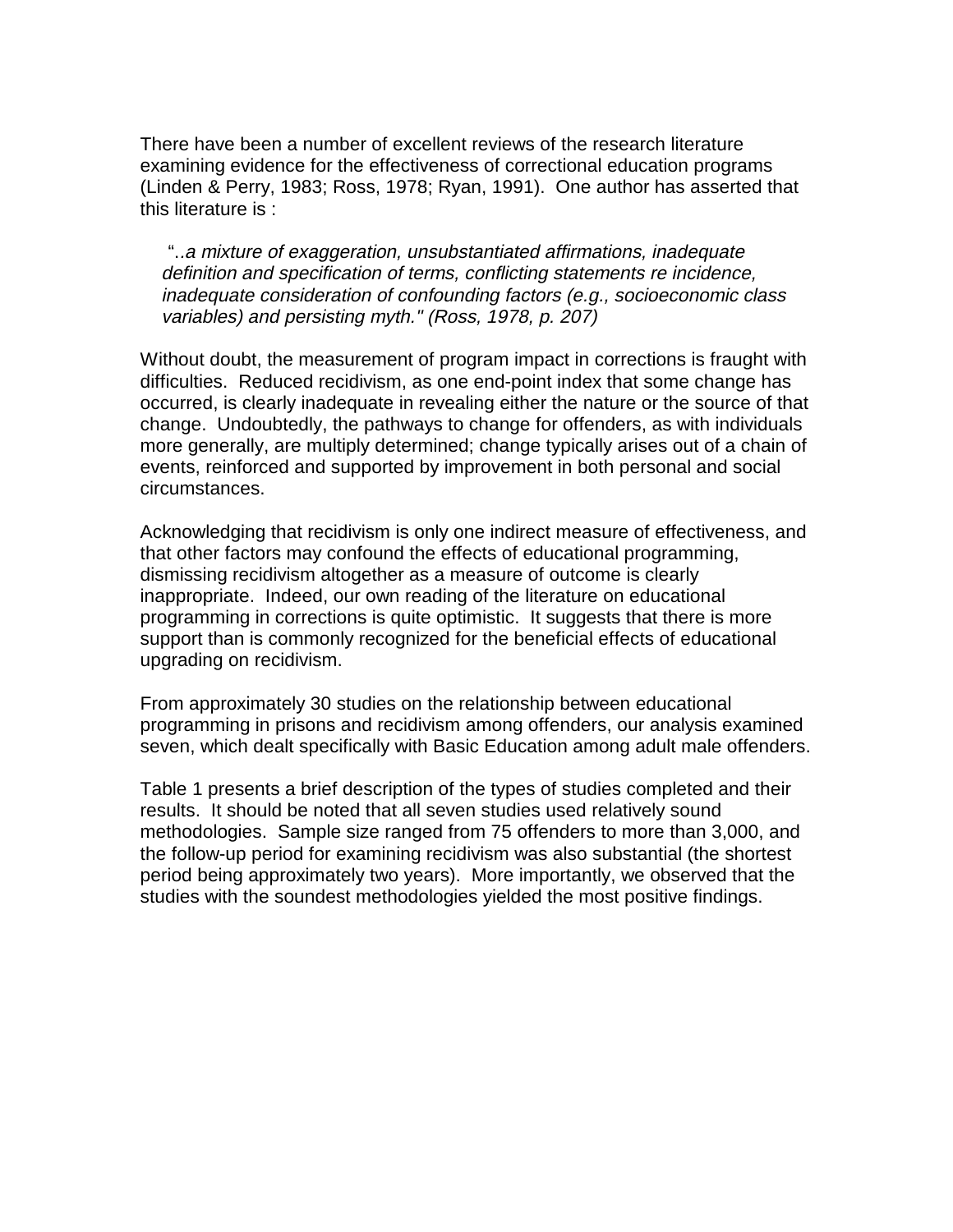There have been a number of excellent reviews of the research literature examining evidence for the effectiveness of correctional education programs (Linden & Perry, 1983; Ross, 1978; Ryan, 1991). One author has asserted that this literature is :

> "..*a mixture of exaggeration, unsubstantiated affirmations, inadequate definition and specification of terms, conflicting statements re incidence, inadequate consideration of confounding factors (e.g., socioeconomic class variables) and persisting myth." (Ross, 1978, p. 207)*

Without doubt, the measurement of program impact in corrections is fraught with difficulties. Reduced recidivism, as one end-point index that some change has occurred, is clearly inadequate in revealing either the nature or the source of that change. Undoubtedly, the pathways to change for offenders, as with individuals more generally, are multiply determined; change typically arises out of a chain of events, reinforced and supported by improvement in both personal and social circumstances.

Acknowledging that recidivism is only one indirect measure of effectiveness, and that other factors may confound the effects of educational programming, dismissing recidivism altogether as a measure of outcome is clearly inappropriate. Indeed, our own reading of the literature on educational programming in corrections is quite optimistic. It suggests that there is more support than is commonly recognized for the beneficial effects of educational upgrading on recidivism.

From approximately 30 studies on the relationship between educational programming in prisons and recidivism among offenders, our analysis examined seven, which dealt specifically with Basic Education among adult male offenders.

Table 1 presents a brief description of the types of studies completed and their results. It should be noted that all seven studies used relatively sound methodologies. Sample size ranged from 75 offenders to more than 3,000, and the follow-up period for examining recidivism was also substantial (the shortest period being approximately two years). More importantly, we observed that the studies with the soundest methodologies yielded the most positive findings.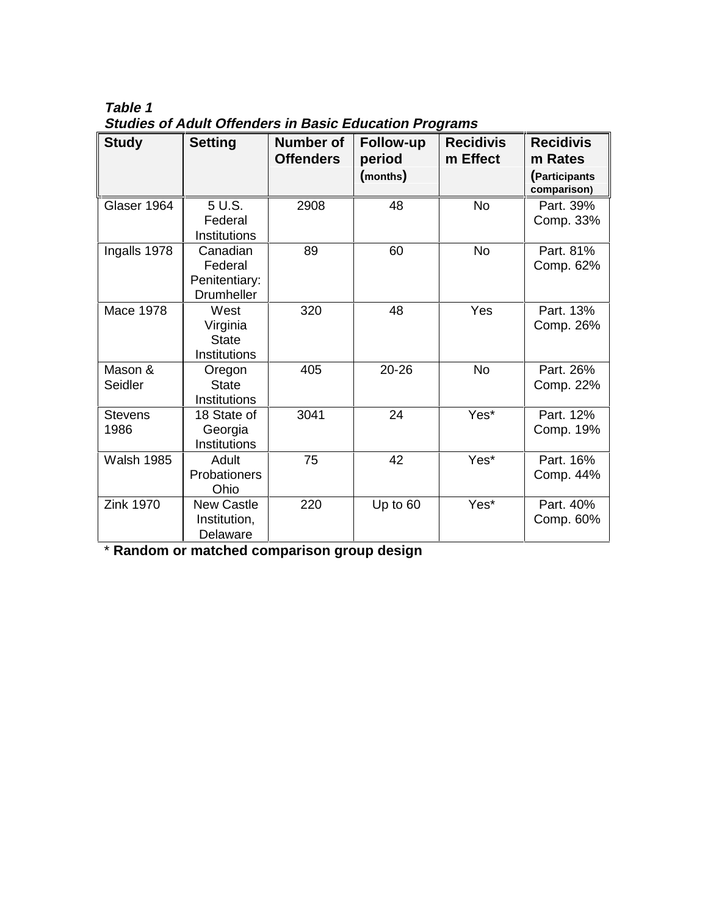***Table 1***
***Studies of Adult Offenders in Basic Education Programs***

| Study | Setting | Number of Offenders | Follow-up period (months) | Recidivism Effect | Recidivism Rates (Participants comparison) |
|---|---|---|---|---|---|
| Glaser 1964 | 5 U.S. Federal Institutions | 2908 | 48 | No | Part. 39% Comp. 33% |
| Ingalls 1978 | Canadian Federal Penitentiary: Drumheller | 89 | 60 | No | Part. 81% Comp. 62% |
| Mace 1978 | West Virginia State Institutions | 320 | 48 | Yes | Part. 13% Comp. 26% |
| Mason & Seidler | Oregon State Institutions | 405 | 20-26 | No | Part. 26% Comp. 22% |
| Stevens 1986 | 18 State of Georgia Institutions | 3041 | 24 | Yes* | Part. 12% Comp. 19% |
| Walsh 1985 | Adult Probationers Ohio | 75 | 42 | Yes* | Part. 16% Comp. 44% |
| Zink 1970 | New Castle Institution, Delaware | 220 | Up to 60 | Yes* | Part. 40% Comp. 60% |

\* **Random or matched comparison group design**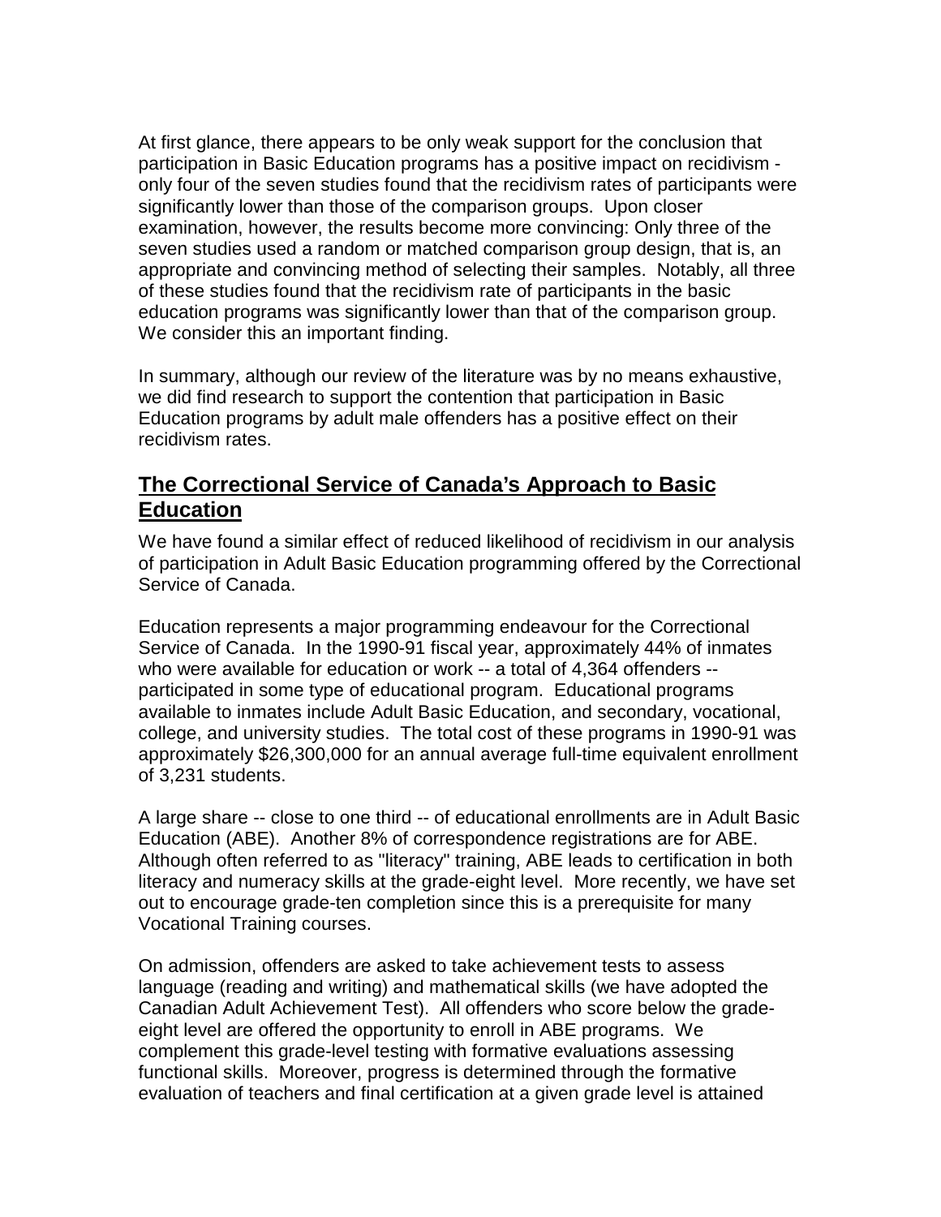At first glance, there appears to be only weak support for the conclusion that participation in Basic Education programs has a positive impact on recidivism - only four of the seven studies found that the recidivism rates of participants were significantly lower than those of the comparison groups. Upon closer examination, however, the results become more convincing: Only three of the seven studies used a random or matched comparison group design, that is, an appropriate and convincing method of selecting their samples. Notably, all three of these studies found that the recidivism rate of participants in the basic education programs was significantly lower than that of the comparison group. We consider this an important finding.

In summary, although our review of the literature was by no means exhaustive, we did find research to support the contention that participation in Basic Education programs by adult male offenders has a positive effect on their recidivism rates.

## The Correctional Service of Canada's Approach to Basic Education

We have found a similar effect of reduced likelihood of recidivism in our analysis of participation in Adult Basic Education programming offered by the Correctional Service of Canada.

Education represents a major programming endeavour for the Correctional Service of Canada. In the 1990-91 fiscal year, approximately 44% of inmates who were available for education or work -- a total of 4,364 offenders -- participated in some type of educational program. Educational programs available to inmates include Adult Basic Education, and secondary, vocational, college, and university studies. The total cost of these programs in 1990-91 was approximately $26,300,000 for an annual average full-time equivalent enrollment of 3,231 students.

A large share -- close to one third -- of educational enrollments are in Adult Basic Education (ABE). Another 8% of correspondence registrations are for ABE. Although often referred to as "literacy" training, ABE leads to certification in both literacy and numeracy skills at the grade-eight level. More recently, we have set out to encourage grade-ten completion since this is a prerequisite for many Vocational Training courses.

On admission, offenders are asked to take achievement tests to assess language (reading and writing) and mathematical skills (we have adopted the Canadian Adult Achievement Test). All offenders who score below the grade-eight level are offered the opportunity to enroll in ABE programs. We complement this grade-level testing with formative evaluations assessing functional skills. Moreover, progress is determined through the formative evaluation of teachers and final certification at a given grade level is attained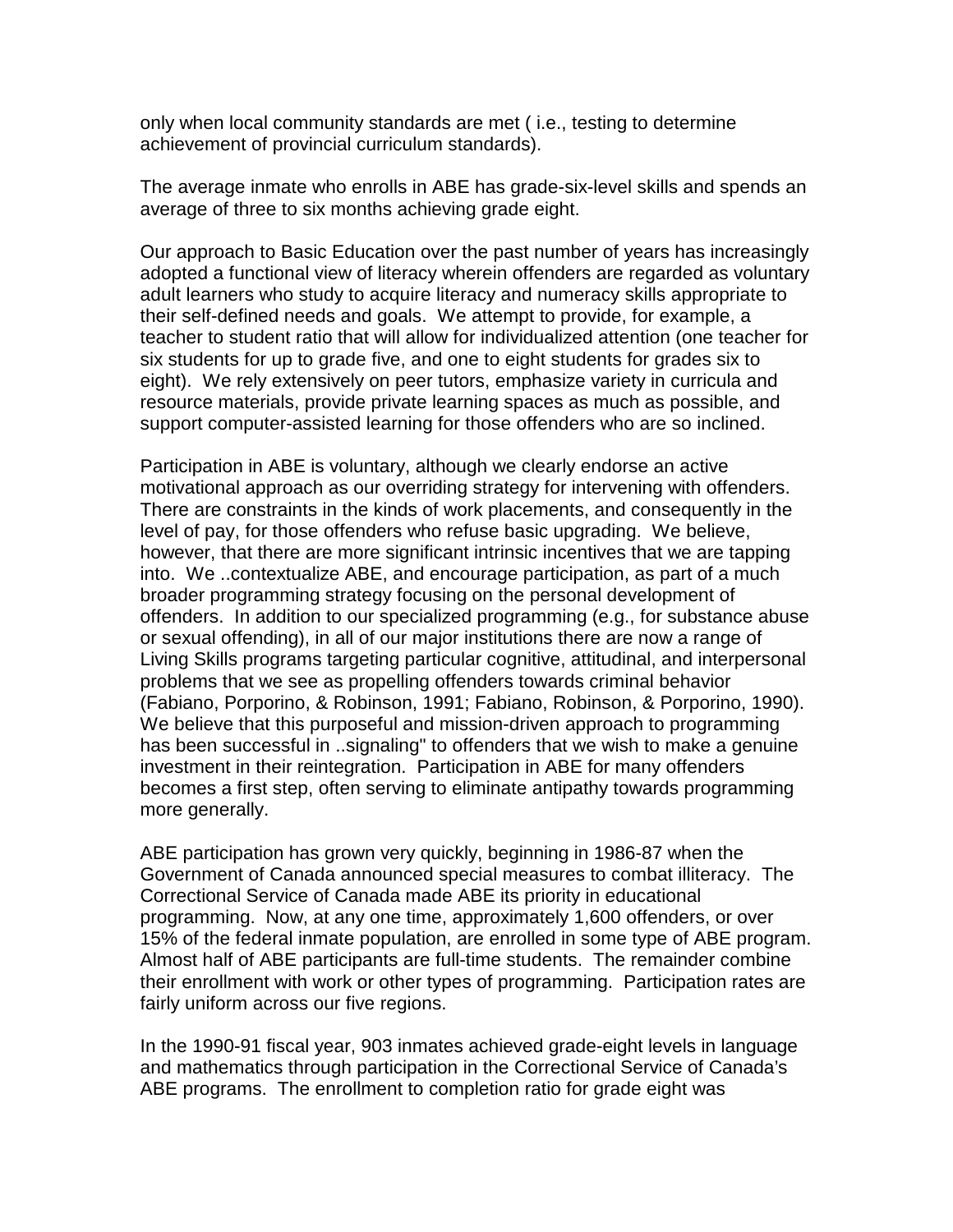only when local community standards are met ( i.e., testing to determine achievement of provincial curriculum standards).

The average inmate who enrolls in ABE has grade-six-level skills and spends an average of three to six months achieving grade eight.

Our approach to Basic Education over the past number of years has increasingly adopted a functional view of literacy wherein offenders are regarded as voluntary adult learners who study to acquire literacy and numeracy skills appropriate to their self-defined needs and goals. We attempt to provide, for example, a teacher to student ratio that will allow for individualized attention (one teacher for six students for up to grade five, and one to eight students for grades six to eight). We rely extensively on peer tutors, emphasize variety in curricula and resource materials, provide private learning spaces as much as possible, and support computer-assisted learning for those offenders who are so inclined.

Participation in ABE is voluntary, although we clearly endorse an active motivational approach as our overriding strategy for intervening with offenders. There are constraints in the kinds of work placements, and consequently in the level of pay, for those offenders who refuse basic upgrading. We believe, however, that there are more significant intrinsic incentives that we are tapping into. We ..contextualize ABE, and encourage participation, as part of a much broader programming strategy focusing on the personal development of offenders. In addition to our specialized programming (e.g., for substance abuse or sexual offending), in all of our major institutions there are now a range of Living Skills programs targeting particular cognitive, attitudinal, and interpersonal problems that we see as propelling offenders towards criminal behavior (Fabiano, Porporino, & Robinson, 1991; Fabiano, Robinson, & Porporino, 1990). We believe that this purposeful and mission-driven approach to programming has been successful in ..signaling" to offenders that we wish to make a genuine investment in their reintegration. Participation in ABE for many offenders becomes a first step, often serving to eliminate antipathy towards programming more generally.

ABE participation has grown very quickly, beginning in 1986-87 when the Government of Canada announced special measures to combat illiteracy. The Correctional Service of Canada made ABE its priority in educational programming. Now, at any one time, approximately 1,600 offenders, or over 15% of the federal inmate population, are enrolled in some type of ABE program. Almost half of ABE participants are full-time students. The remainder combine their enrollment with work or other types of programming. Participation rates are fairly uniform across our five regions.

In the 1990-91 fiscal year, 903 inmates achieved grade-eight levels in language and mathematics through participation in the Correctional Service of Canada's ABE programs. The enrollment to completion ratio for grade eight was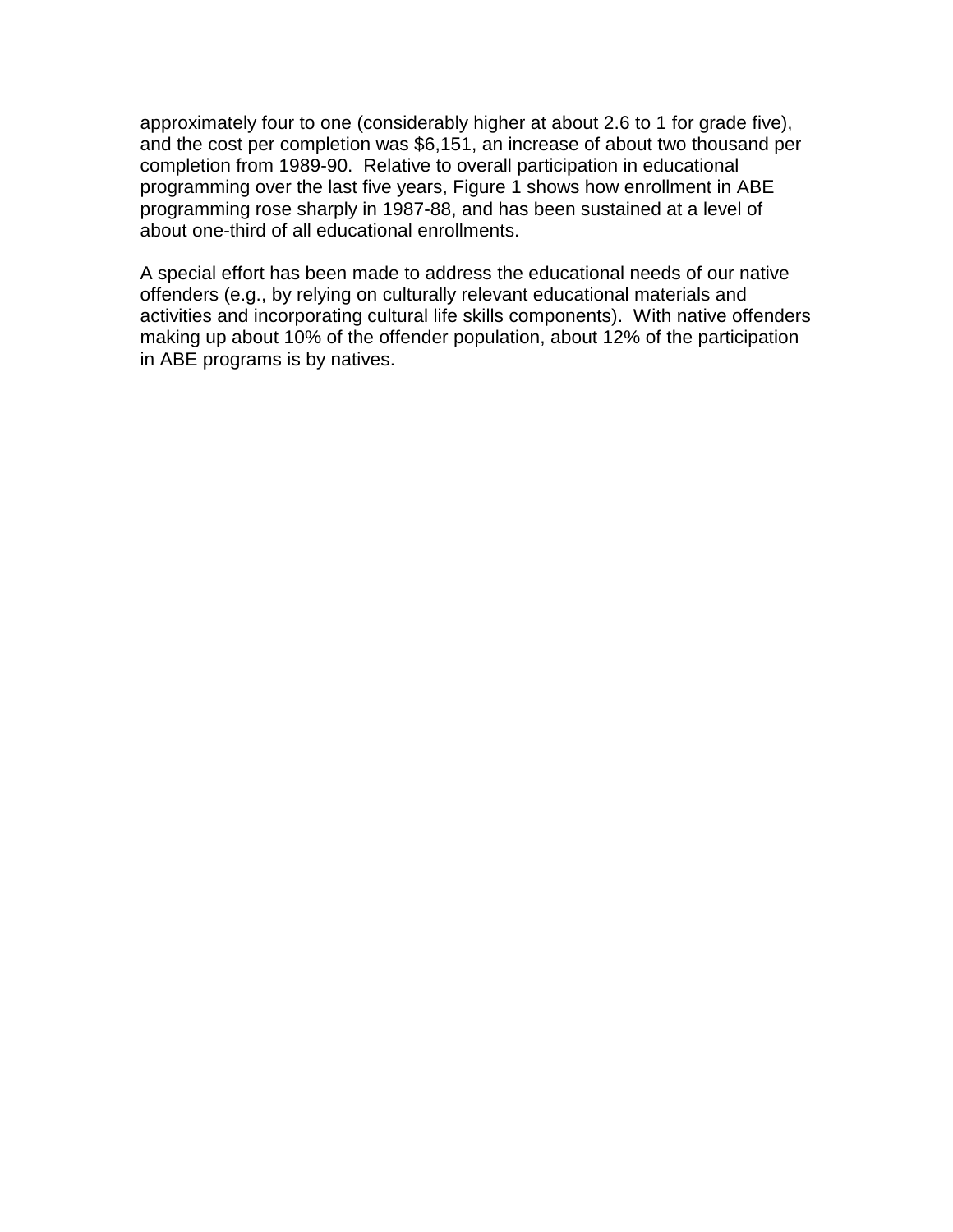approximately four to one (considerably higher at about 2.6 to 1 for grade five), and the cost per completion was $6,151, an increase of about two thousand per completion from 1989-90. Relative to overall participation in educational programming over the last five years, Figure 1 shows how enrollment in ABE programming rose sharply in 1987-88, and has been sustained at a level of about one-third of all educational enrollments.

A special effort has been made to address the educational needs of our native offenders (e.g., by relying on culturally relevant educational materials and activities and incorporating cultural life skills components). With native offenders making up about 10% of the offender population, about 12% of the participation in ABE programs is by natives.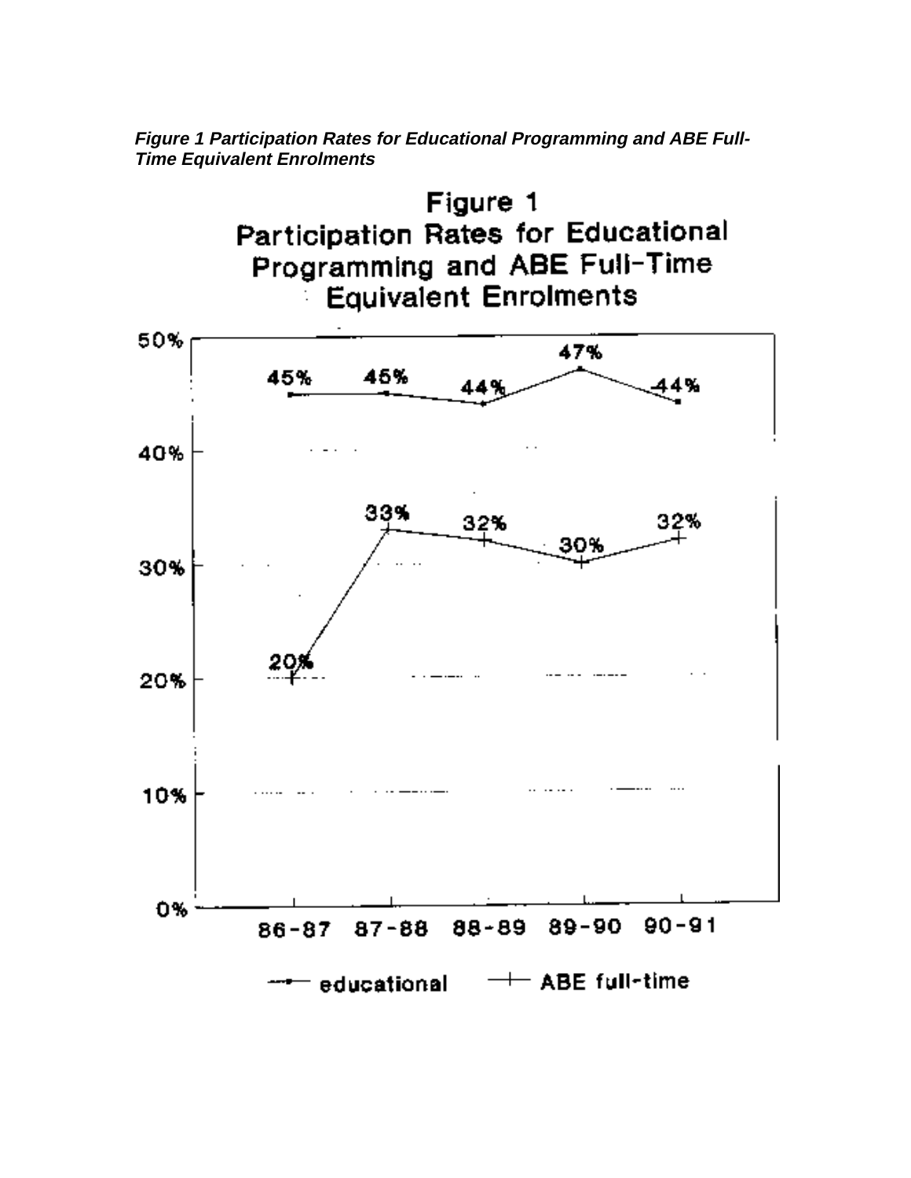***Figure 1 Participation Rates for Educational Programming and ABE Full-Time Equivalent Enrolments***

Figure 1
Participation Rates for Educational Programming and ABE Full-Time Equivalent Enrolments

50%
40%
30%
20%
10%
0%

45% 45% 44% 47% 44%

33% 32% 30% 32%

20%

86-87 87-88 88-89 89-90 90-91

educational
ABE full-time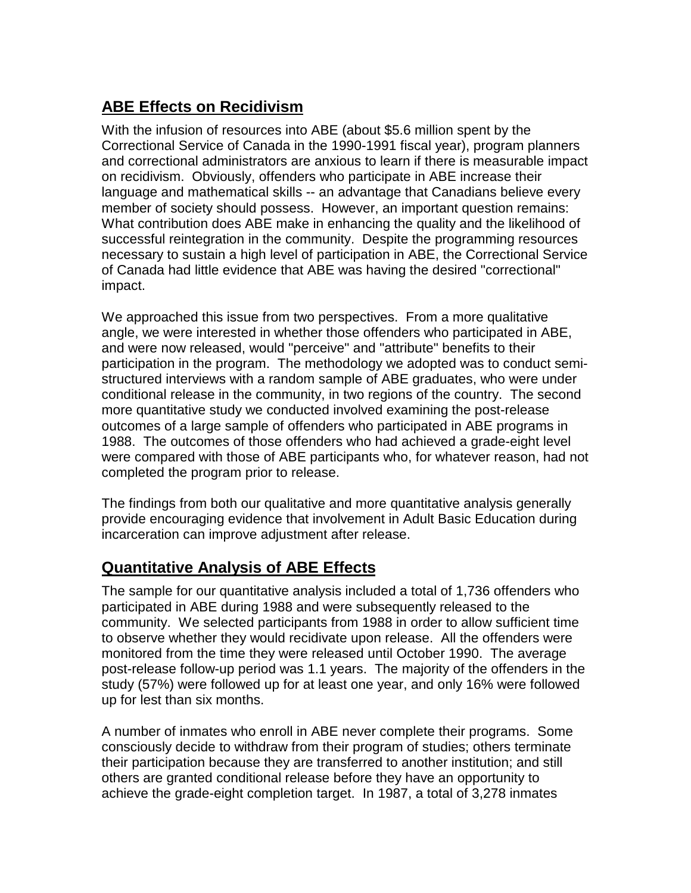## ABE Effects on Recidivism

With the infusion of resources into ABE (about $5.6 million spent by the Correctional Service of Canada in the 1990-1991 fiscal year), program planners and correctional administrators are anxious to learn if there is measurable impact on recidivism. Obviously, offenders who participate in ABE increase their language and mathematical skills -- an advantage that Canadians believe every member of society should possess. However, an important question remains: What contribution does ABE make in enhancing the quality and the likelihood of successful reintegration in the community. Despite the programming resources necessary to sustain a high level of participation in ABE, the Correctional Service of Canada had little evidence that ABE was having the desired "correctional" impact.

We approached this issue from two perspectives. From a more qualitative angle, we were interested in whether those offenders who participated in ABE, and were now released, would "perceive" and "attribute" benefits to their participation in the program. The methodology we adopted was to conduct semi-structured interviews with a random sample of ABE graduates, who were under conditional release in the community, in two regions of the country. The second more quantitative study we conducted involved examining the post-release outcomes of a large sample of offenders who participated in ABE programs in 1988. The outcomes of those offenders who had achieved a grade-eight level were compared with those of ABE participants who, for whatever reason, had not completed the program prior to release.

The findings from both our qualitative and more quantitative analysis generally provide encouraging evidence that involvement in Adult Basic Education during incarceration can improve adjustment after release.

## Quantitative Analysis of ABE Effects

The sample for our quantitative analysis included a total of 1,736 offenders who participated in ABE during 1988 and were subsequently released to the community. We selected participants from 1988 in order to allow sufficient time to observe whether they would recidivate upon release. All the offenders were monitored from the time they were released until October 1990. The average post-release follow-up period was 1.1 years. The majority of the offenders in the study (57%) were followed up for at least one year, and only 16% were followed up for lest than six months.

A number of inmates who enroll in ABE never complete their programs. Some consciously decide to withdraw from their program of studies; others terminate their participation because they are transferred to another institution; and still others are granted conditional release before they have an opportunity to achieve the grade-eight completion target. In 1987, a total of 3,278 inmates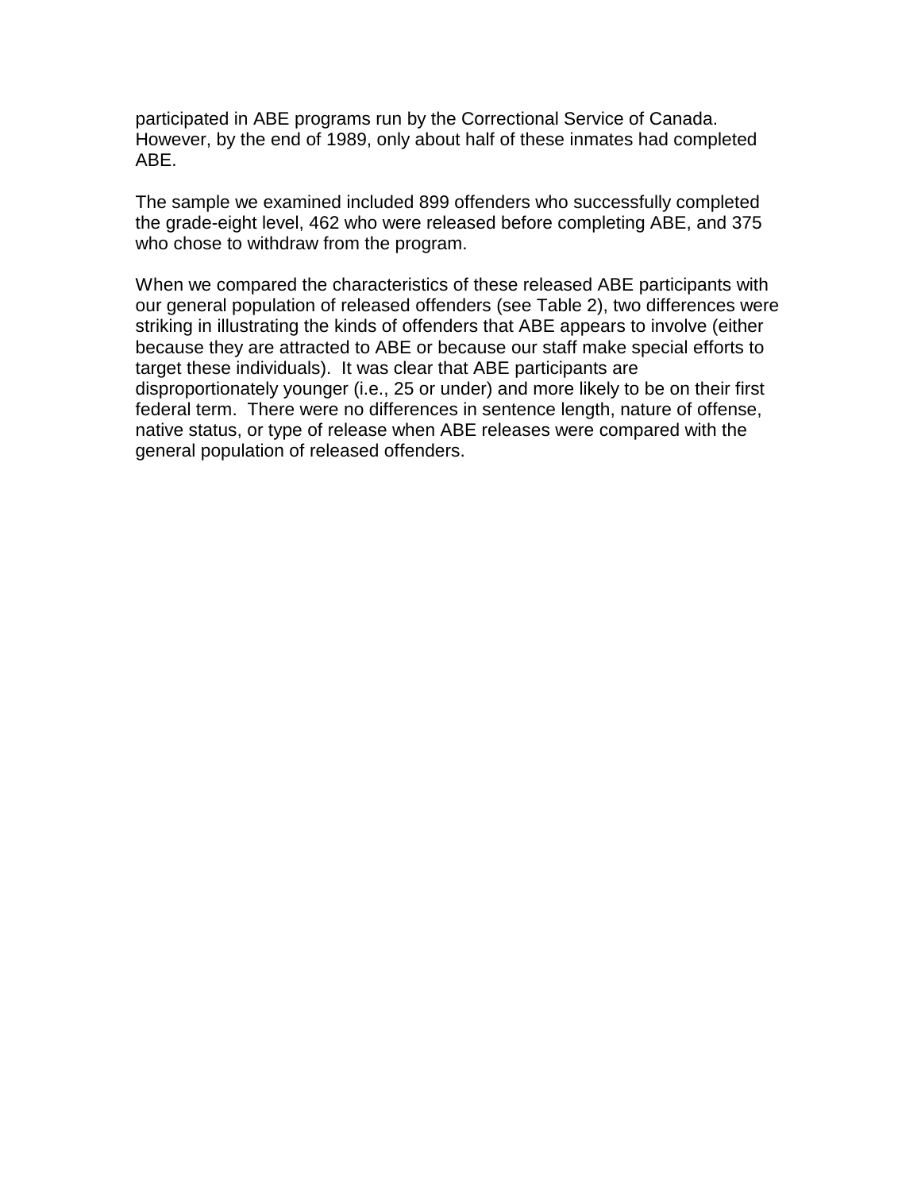participated in ABE programs run by the Correctional Service of Canada. However, by the end of 1989, only about half of these inmates had completed ABE.

The sample we examined included 899 offenders who successfully completed the grade-eight level, 462 who were released before completing ABE, and 375 who chose to withdraw from the program.

When we compared the characteristics of these released ABE participants with our general population of released offenders (see Table 2), two differences were striking in illustrating the kinds of offenders that ABE appears to involve (either because they are attracted to ABE or because our staff make special efforts to target these individuals). It was clear that ABE participants are disproportionately younger (i.e., 25 or under) and more likely to be on their first federal term. There were no differences in sentence length, nature of offense, native status, or type of release when ABE releases were compared with the general population of released offenders.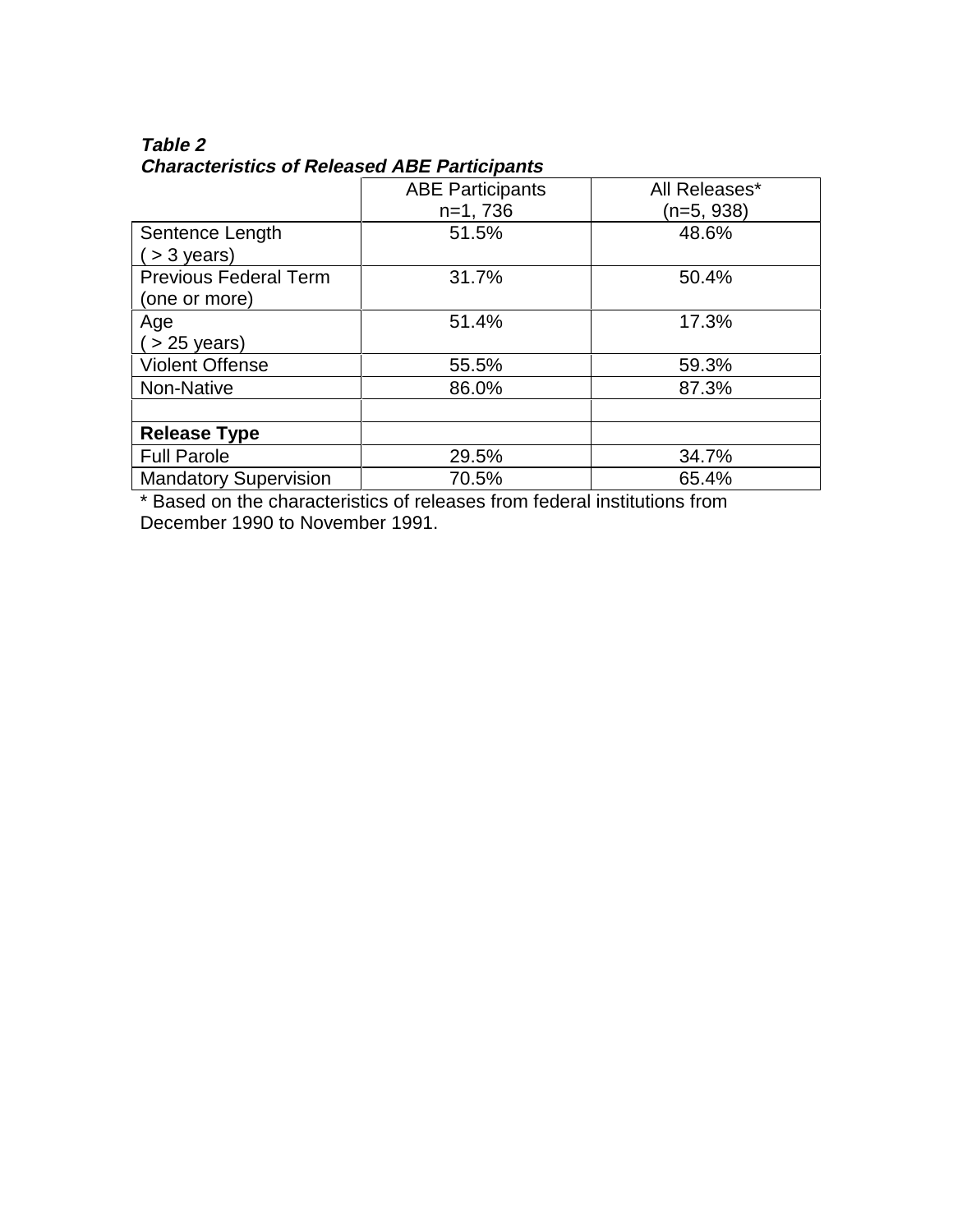***Table 2***
***Characteristics of Released ABE Participants***

| | ABE Participants n=1, 736 | All Releases* (n=5, 938) |
|---|---|---|
| Sentence Length ( > 3 years) | 51.5% | 48.6% |
| Previous Federal Term (one or more) | 31.7% | 50.4% |
| Age ( > 25 years) | 51.4% | 17.3% |
| Violent Offense | 55.5% | 59.3% |
| Non-Native | 86.0% | 87.3% |
| | | |
| **Release Type** | | |
| Full Parole | 29.5% | 34.7% |
| Mandatory Supervision | 70.5% | 65.4% |

* Based on the characteristics of releases from federal institutions from December 1990 to November 1991.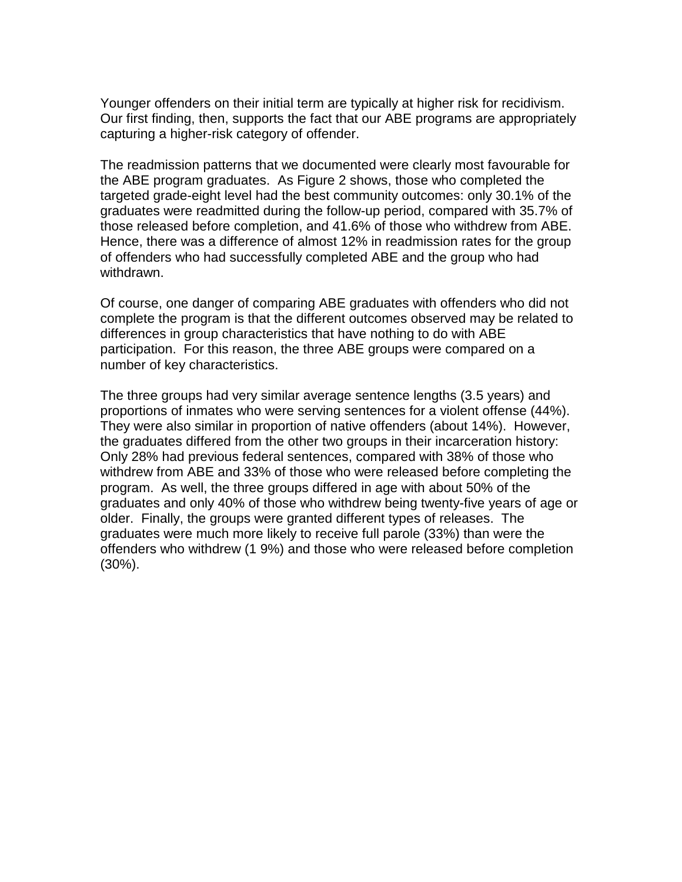Younger offenders on their initial term are typically at higher risk for recidivism. Our first finding, then, supports the fact that our ABE programs are appropriately capturing a higher-risk category of offender.

The readmission patterns that we documented were clearly most favourable for the ABE program graduates. As Figure 2 shows, those who completed the targeted grade-eight level had the best community outcomes: only 30.1% of the graduates were readmitted during the follow-up period, compared with 35.7% of those released before completion, and 41.6% of those who withdrew from ABE. Hence, there was a difference of almost 12% in readmission rates for the group of offenders who had successfully completed ABE and the group who had withdrawn.

Of course, one danger of comparing ABE graduates with offenders who did not complete the program is that the different outcomes observed may be related to differences in group characteristics that have nothing to do with ABE participation. For this reason, the three ABE groups were compared on a number of key characteristics.

The three groups had very similar average sentence lengths (3.5 years) and proportions of inmates who were serving sentences for a violent offense (44%). They were also similar in proportion of native offenders (about 14%). However, the graduates differed from the other two groups in their incarceration history: Only 28% had previous federal sentences, compared with 38% of those who withdrew from ABE and 33% of those who were released before completing the program. As well, the three groups differed in age with about 50% of the graduates and only 40% of those who withdrew being twenty-five years of age or older. Finally, the groups were granted different types of releases. The graduates were much more likely to receive full parole (33%) than were the offenders who withdrew (1 9%) and those who were released before completion (30%).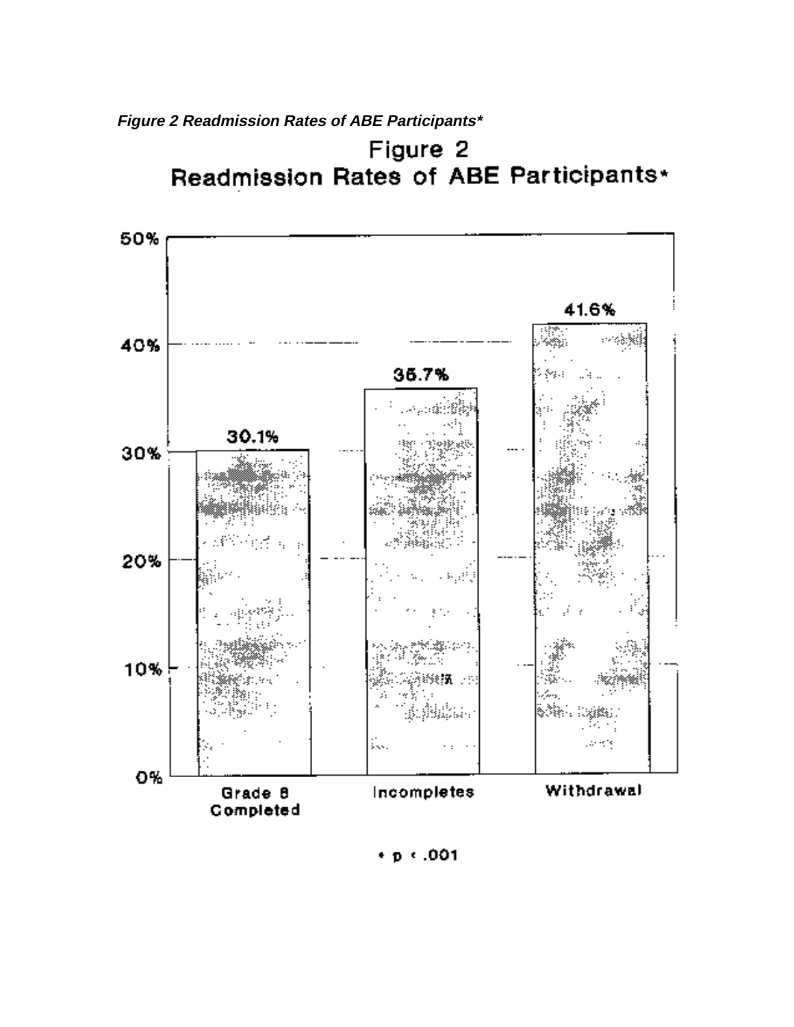***Figure 2 Readmission Rates of ABE Participants****

Figure 2
Readmission Rates of ABE Participants*

| | Grade 8 Completed | Incompletes | Withdrawal |
|---|---|---|---|
| Readmission rate | 30.1% | 35.7% | 41.6% |

* $p < .001$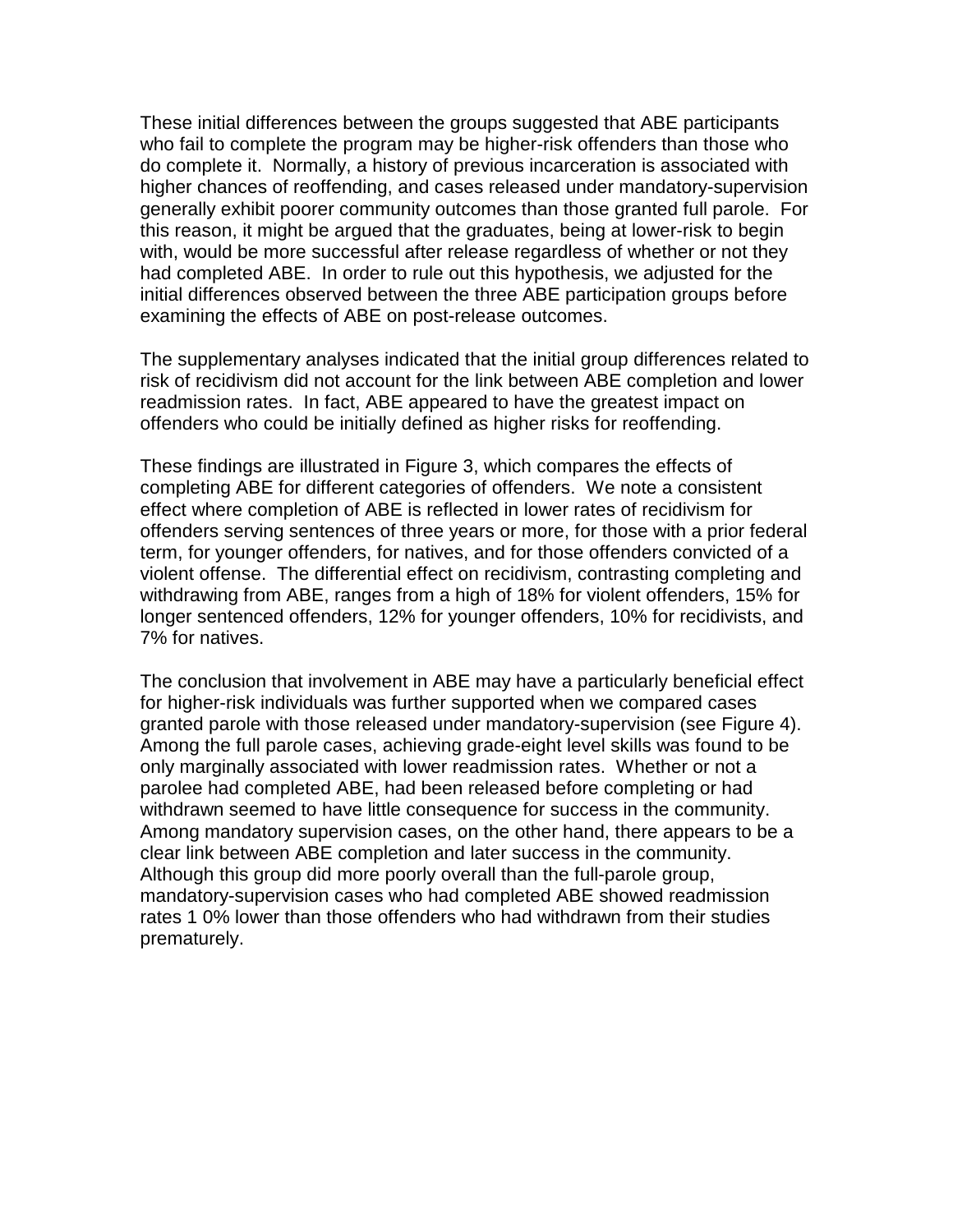These initial differences between the groups suggested that ABE participants who fail to complete the program may be higher-risk offenders than those who do complete it. Normally, a history of previous incarceration is associated with higher chances of reoffending, and cases released under mandatory-supervision generally exhibit poorer community outcomes than those granted full parole. For this reason, it might be argued that the graduates, being at lower-risk to begin with, would be more successful after release regardless of whether or not they had completed ABE. In order to rule out this hypothesis, we adjusted for the initial differences observed between the three ABE participation groups before examining the effects of ABE on post-release outcomes.

The supplementary analyses indicated that the initial group differences related to risk of recidivism did not account for the link between ABE completion and lower readmission rates. In fact, ABE appeared to have the greatest impact on offenders who could be initially defined as higher risks for reoffending.

These findings are illustrated in Figure 3, which compares the effects of completing ABE for different categories of offenders. We note a consistent effect where completion of ABE is reflected in lower rates of recidivism for offenders serving sentences of three years or more, for those with a prior federal term, for younger offenders, for natives, and for those offenders convicted of a violent offense. The differential effect on recidivism, contrasting completing and withdrawing from ABE, ranges from a high of 18% for violent offenders, 15% for longer sentenced offenders, 12% for younger offenders, 10% for recidivists, and 7% for natives.

The conclusion that involvement in ABE may have a particularly beneficial effect for higher-risk individuals was further supported when we compared cases granted parole with those released under mandatory-supervision (see Figure 4). Among the full parole cases, achieving grade-eight level skills was found to be only marginally associated with lower readmission rates. Whether or not a parolee had completed ABE, had been released before completing or had withdrawn seemed to have little consequence for success in the community. Among mandatory supervision cases, on the other hand, there appears to be a clear link between ABE completion and later success in the community. Although this group did more poorly overall than the full-parole group, mandatory-supervision cases who had completed ABE showed readmission rates 1 0% lower than those offenders who had withdrawn from their studies prematurely.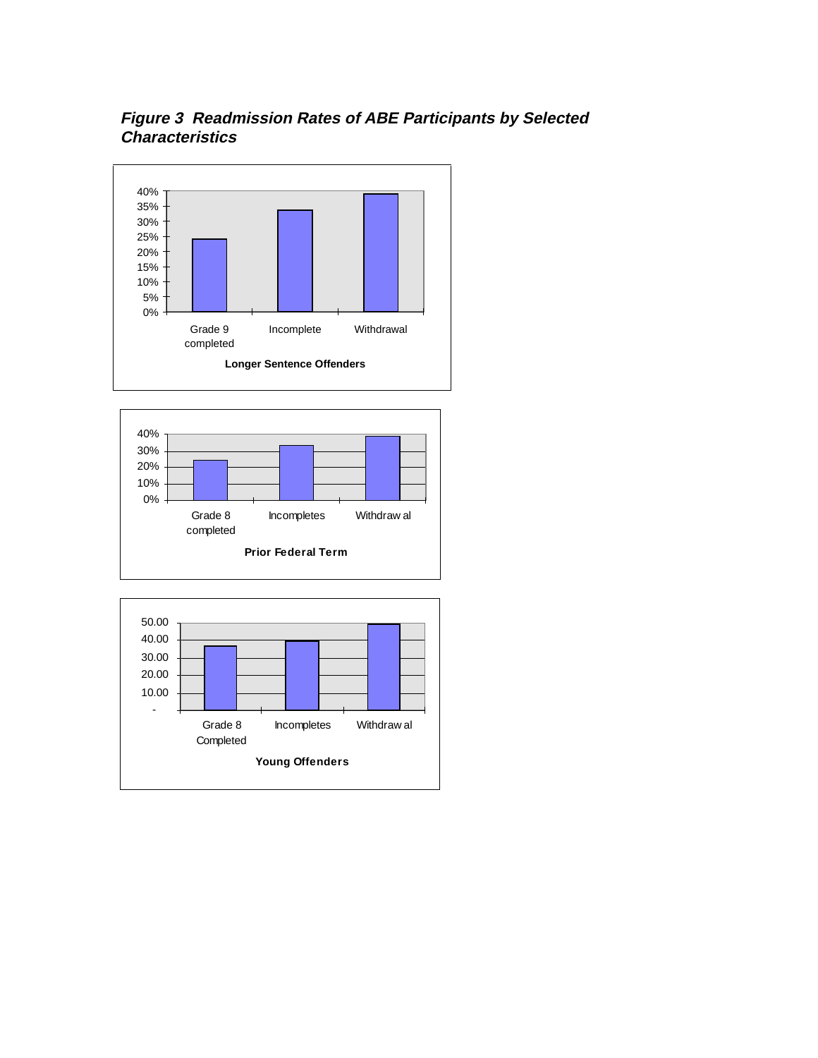### *Figure 3 Readmission Rates of ABE Participants by Selected Characteristics*

40%
35%
30%
25%
20%
15%
10%
5%
0%

Grade 9 completed
Incomplete
Withdrawal

**Longer Sentence Offenders**

40%
30%
20%
10%
0%

Grade 8 completed
Incompletes
Withdraw al

**Prior Federal Term**

50.00
40.00
30.00
20.00
10.00
-

Grade 8 Completed
Incompletes
Withdraw al

**Young Offenders**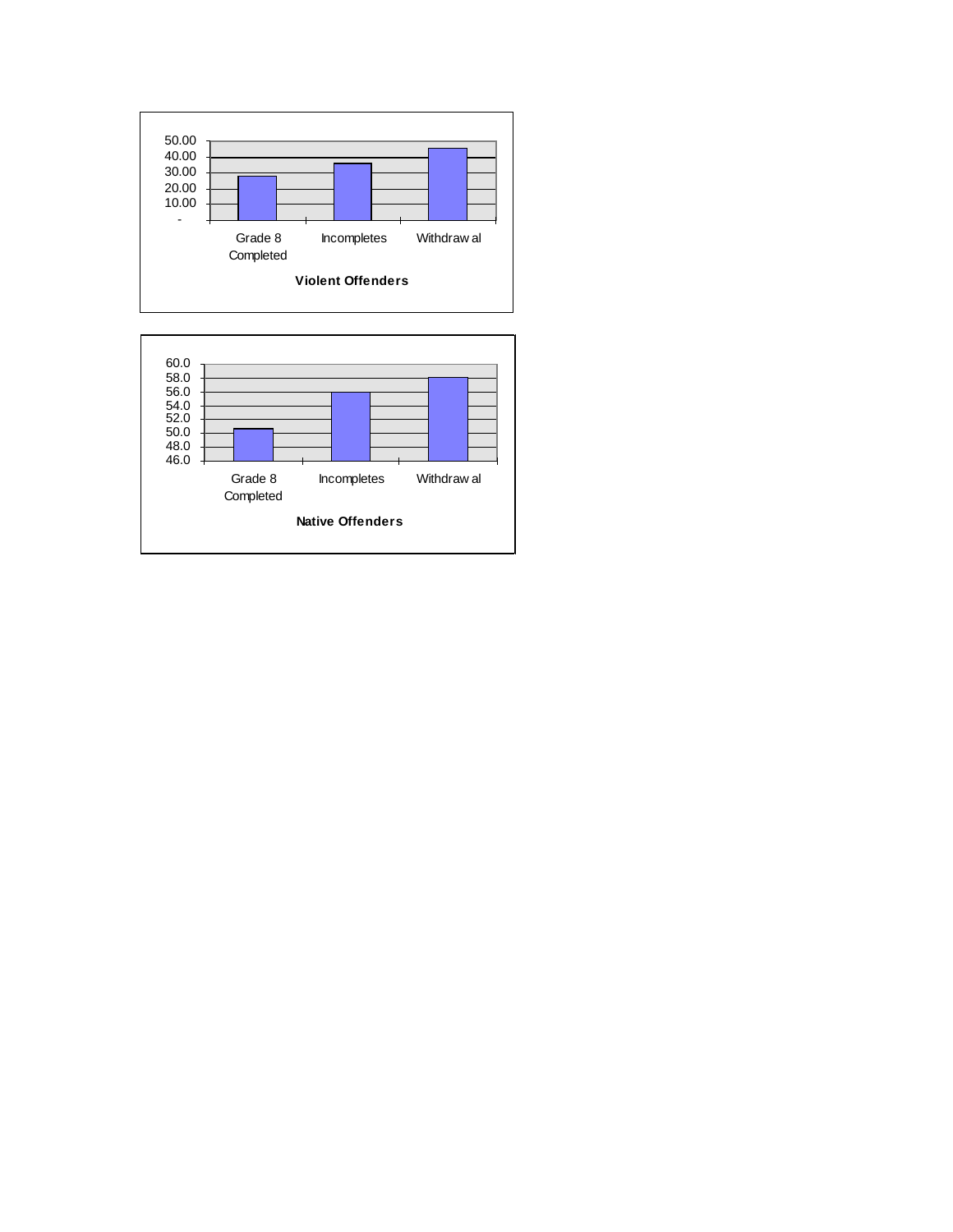50.00
40.00
30.00
20.00
10.00
-

Grade 8 Completed
Incompletes
Withdraw al

**Violent Offenders**

60.0
58.0
56.0
54.0
52.0
50.0
48.0
46.0

Grade 8 Completed
Incompletes
Withdraw al

**Native Offenders**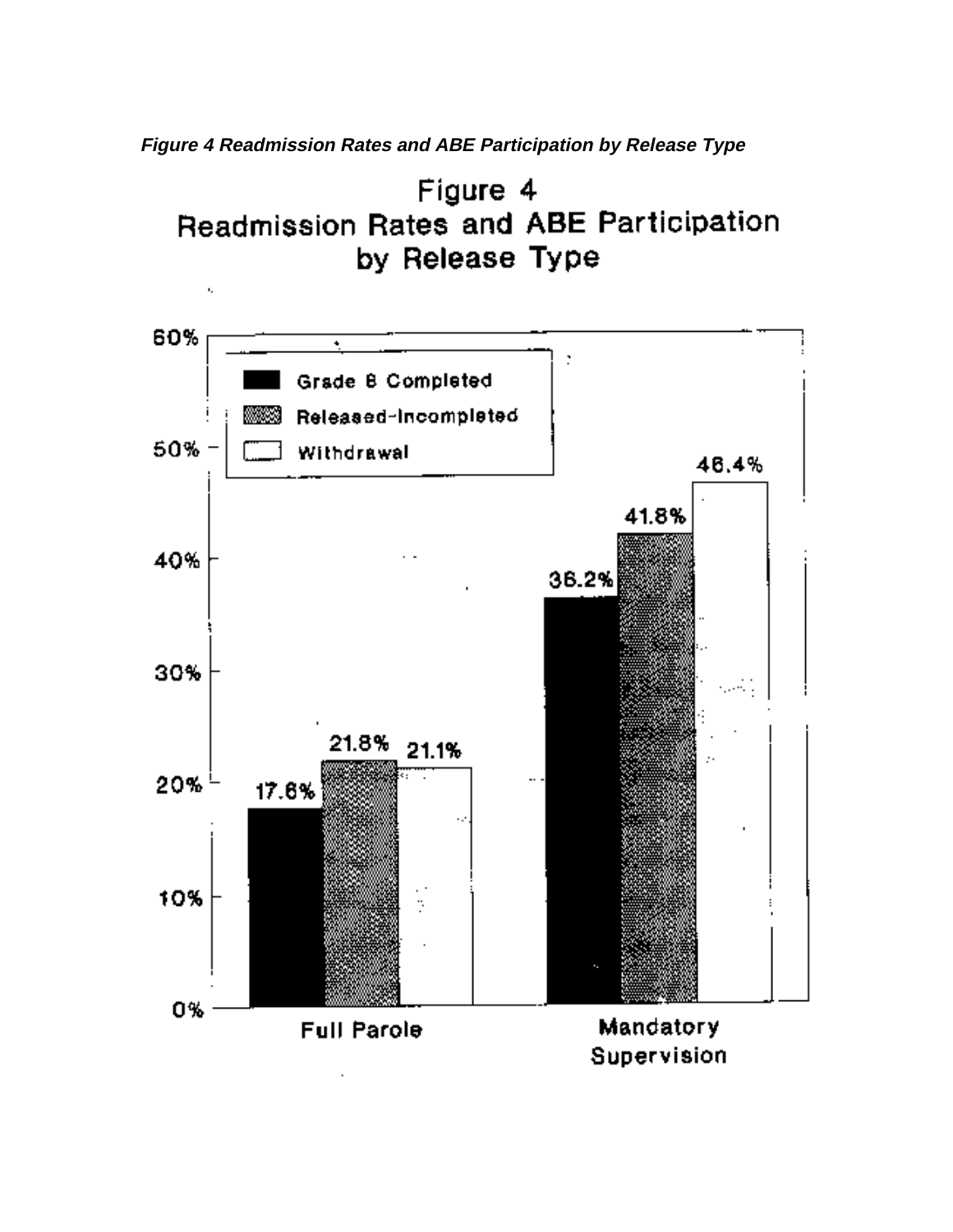*Figure 4 Readmission Rates and ABE Participation by Release Type*

Figure 4
Readmission Rates and ABE Participation by Release Type

60%
50%
40%
30%
20%
10%
0%

Grade 8 Completed
Released-Incompleted
Withdrawal

17.6%
21.8%
21.1%
36.2%
41.8%
46.4%

Full Parole
Mandatory Supervision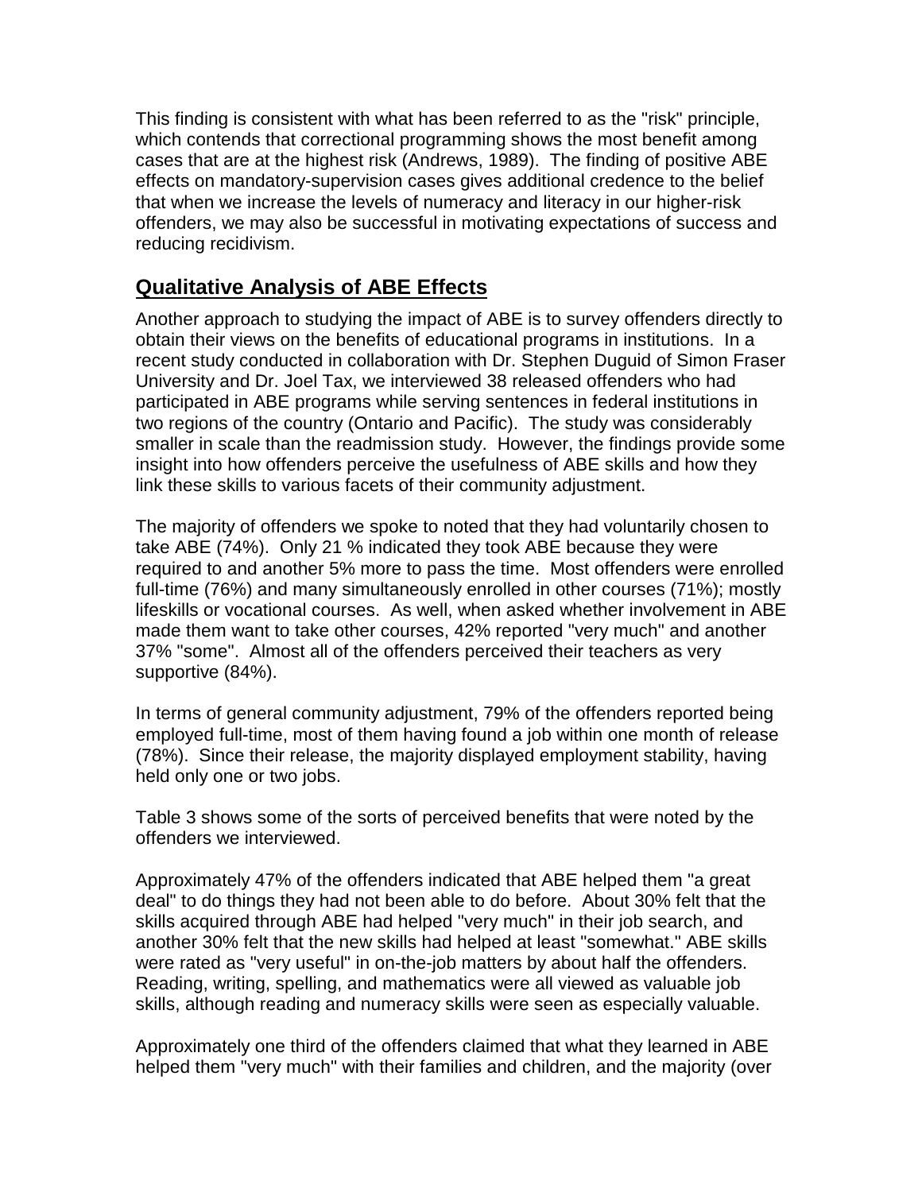This finding is consistent with what has been referred to as the "risk" principle, which contends that correctional programming shows the most benefit among cases that are at the highest risk (Andrews, 1989). The finding of positive ABE effects on mandatory-supervision cases gives additional credence to the belief that when we increase the levels of numeracy and literacy in our higher-risk offenders, we may also be successful in motivating expectations of success and reducing recidivism.

## Qualitative Analysis of ABE Effects

Another approach to studying the impact of ABE is to survey offenders directly to obtain their views on the benefits of educational programs in institutions. In a recent study conducted in collaboration with Dr. Stephen Duguid of Simon Fraser University and Dr. Joel Tax, we interviewed 38 released offenders who had participated in ABE programs while serving sentences in federal institutions in two regions of the country (Ontario and Pacific). The study was considerably smaller in scale than the readmission study. However, the findings provide some insight into how offenders perceive the usefulness of ABE skills and how they link these skills to various facets of their community adjustment.

The majority of offenders we spoke to noted that they had voluntarily chosen to take ABE (74%). Only 21 % indicated they took ABE because they were required to and another 5% more to pass the time. Most offenders were enrolled full-time (76%) and many simultaneously enrolled in other courses (71%); mostly lifeskills or vocational courses. As well, when asked whether involvement in ABE made them want to take other courses, 42% reported "very much" and another 37% "some". Almost all of the offenders perceived their teachers as very supportive (84%).

In terms of general community adjustment, 79% of the offenders reported being employed full-time, most of them having found a job within one month of release (78%). Since their release, the majority displayed employment stability, having held only one or two jobs.

Table 3 shows some of the sorts of perceived benefits that were noted by the offenders we interviewed.

Approximately 47% of the offenders indicated that ABE helped them "a great deal" to do things they had not been able to do before. About 30% felt that the skills acquired through ABE had helped "very much" in their job search, and another 30% felt that the new skills had helped at least "somewhat." ABE skills were rated as "very useful" in on-the-job matters by about half the offenders. Reading, writing, spelling, and mathematics were all viewed as valuable job skills, although reading and numeracy skills were seen as especially valuable.

Approximately one third of the offenders claimed that what they learned in ABE helped them "very much" with their families and children, and the majority (over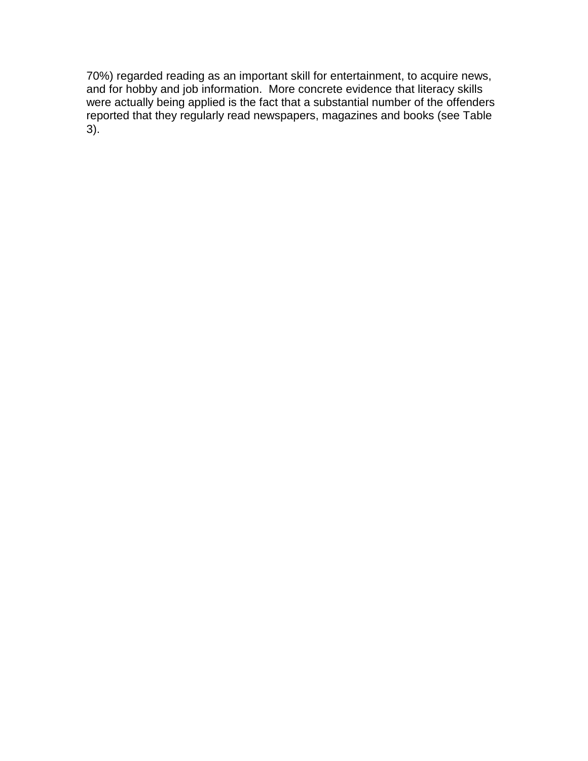70%) regarded reading as an important skill for entertainment, to acquire news, and for hobby and job information. More concrete evidence that literacy skills were actually being applied is the fact that a substantial number of the offenders reported that they regularly read newspapers, magazines and books (see Table 3).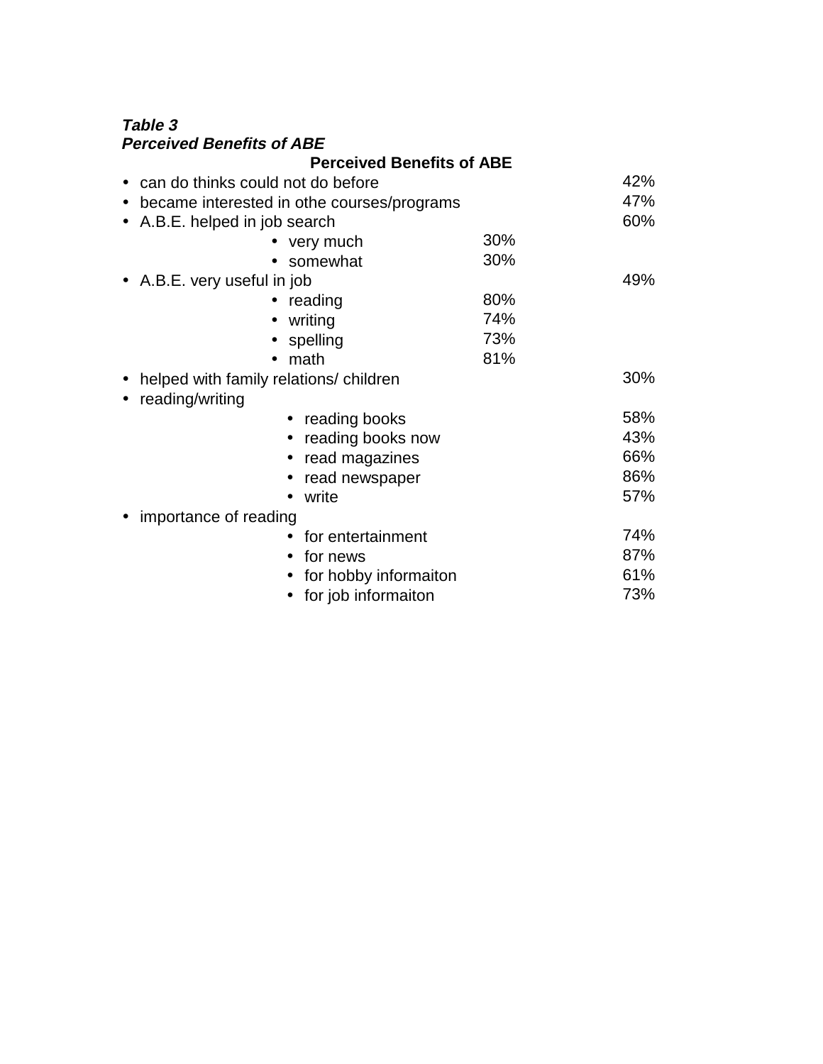***Table 3***
***Perceived Benefits of ABE***

| Perceived Benefits of ABE | | |
|---|---|---|
| • can do thinks could not do before | | 42% |
| • became interested in othe courses/programs | | 47% |
| • A.B.E. helped in job search | | 60% |
| • very much | 30% | |
| • somewhat | 30% | |
| • A.B.E. very useful in job | | 49% |
| • reading | 80% | |
| • writing | 74% | |
| • spelling | 73% | |
| • math | 81% | |
| • helped with family relations/ children | | 30% |
| • reading/writing | | |
| • reading books | | 58% |
| • reading books now | | 43% |
| • read magazines | | 66% |
| • read newspaper | | 86% |
| • write | | 57% |
| • importance of reading | | |
| • for entertainment | | 74% |
| • for news | | 87% |
| • for hobby informaiton | | 61% |
| • for job informaiton | | 73% |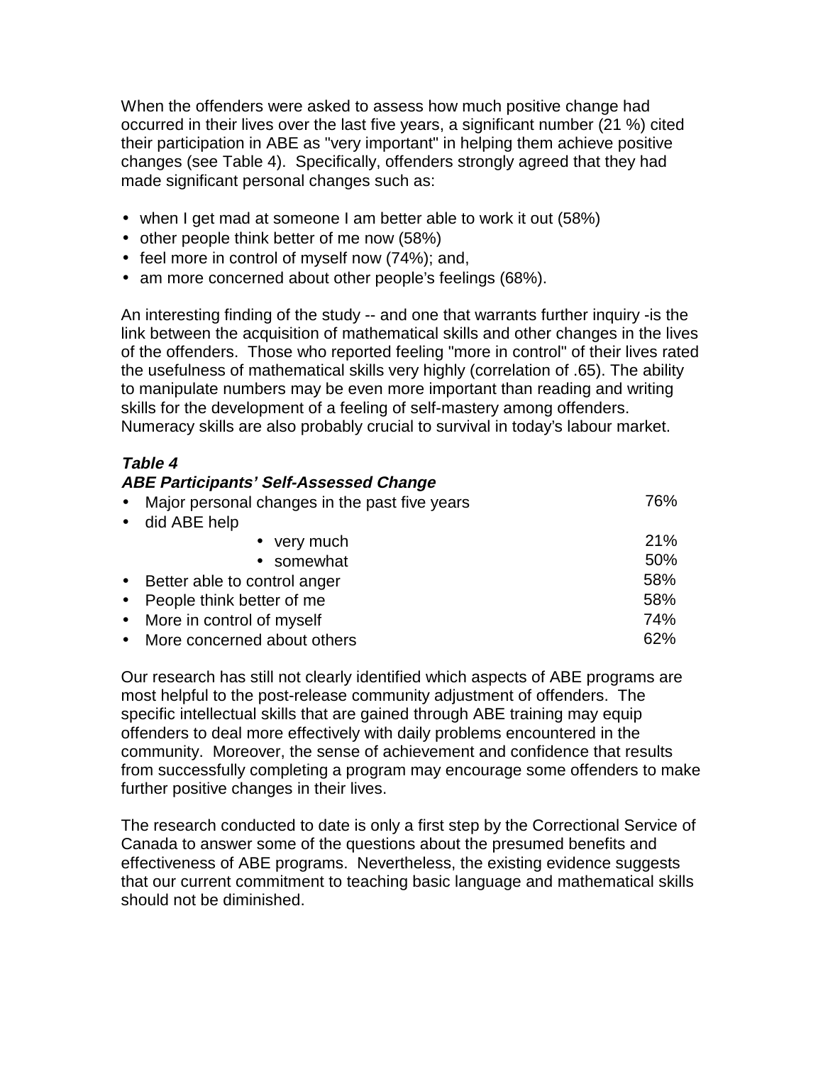When the offenders were asked to assess how much positive change had occurred in their lives over the last five years, a significant number (21 %) cited their participation in ABE as "very important" in helping them achieve positive changes (see Table 4). Specifically, offenders strongly agreed that they had made significant personal changes such as:

- when I get mad at someone I am better able to work it out (58%)
- other people think better of me now (58%)
- feel more in control of myself now (74%); and,
- am more concerned about other people's feelings (68%).

An interesting finding of the study -- and one that warrants further inquiry -is the link between the acquisition of mathematical skills and other changes in the lives of the offenders. Those who reported feeling "more in control" of their lives rated the usefulness of mathematical skills very highly (correlation of .65). The ability to manipulate numbers may be even more important than reading and writing skills for the development of a feeling of self-mastery among offenders. Numeracy skills are also probably crucial to survival in today's labour market.

***Table 4***
***ABE Participants' Self-Assessed Change***

| | |
|---|---|
| • Major personal changes in the past five years | 76% |
| • did ABE help | |
|     • very much | 21% |
|     • somewhat | 50% |
| • Better able to control anger | 58% |
| • People think better of me | 58% |
| • More in control of myself | 74% |
| • More concerned about others | 62% |

Our research has still not clearly identified which aspects of ABE programs are most helpful to the post-release community adjustment of offenders. The specific intellectual skills that are gained through ABE training may equip offenders to deal more effectively with daily problems encountered in the community. Moreover, the sense of achievement and confidence that results from successfully completing a program may encourage some offenders to make further positive changes in their lives.

The research conducted to date is only a first step by the Correctional Service of Canada to answer some of the questions about the presumed benefits and effectiveness of ABE programs. Nevertheless, the existing evidence suggests that our current commitment to teaching basic language and mathematical skills should not be diminished.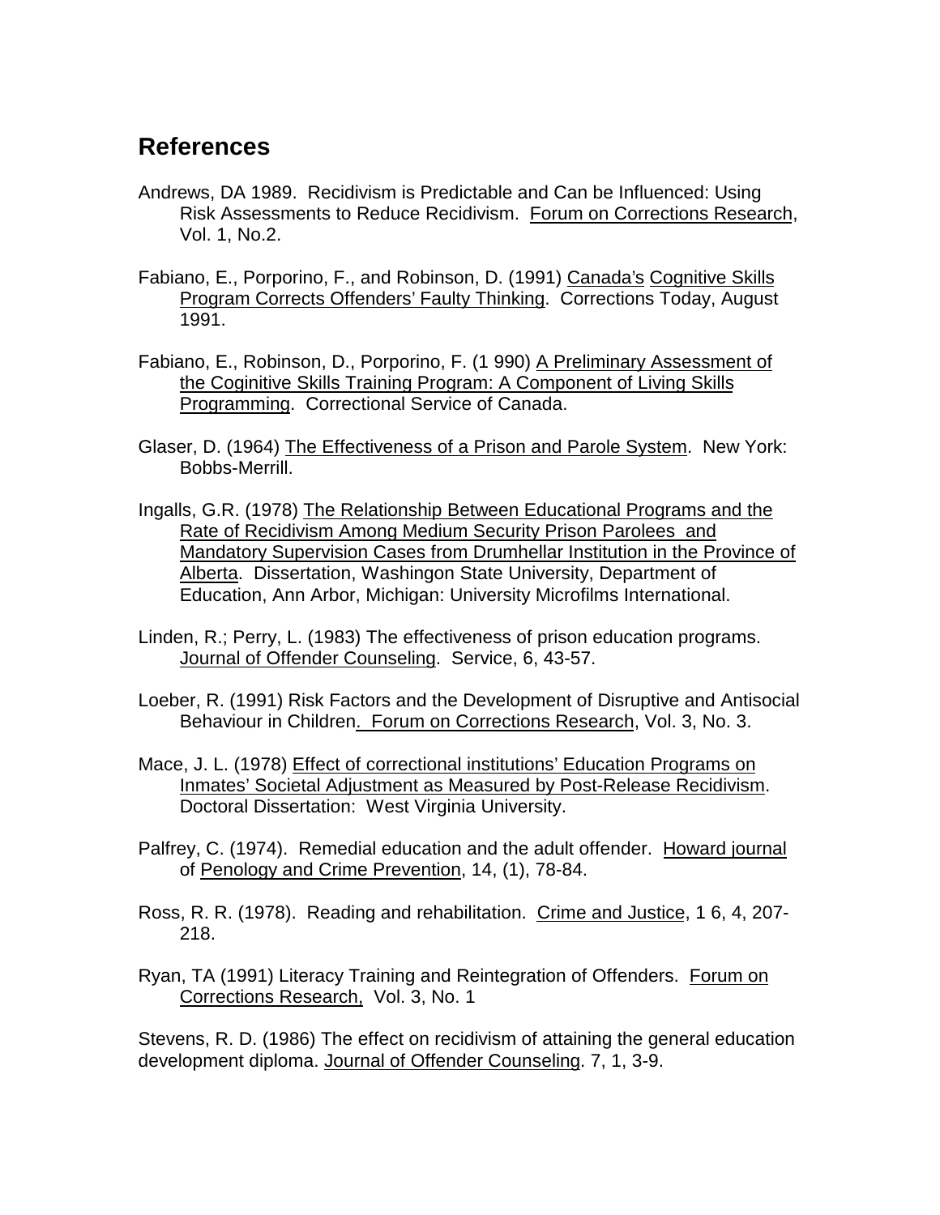## References

Andrews, DA 1989. Recidivism is Predictable and Can be Influenced: Using Risk Assessments to Reduce Recidivism. Forum on Corrections Research, Vol. 1, No.2.

Fabiano, E., Porporino, F., and Robinson, D. (1991) Canada's Cognitive Skills Program Corrects Offenders' Faulty Thinking. Corrections Today, August 1991.

Fabiano, E., Robinson, D., Porporino, F. (1 990) A Preliminary Assessment of the Coginitive Skills Training Program: A Component of Living Skills Programming. Correctional Service of Canada.

Glaser, D. (1964) The Effectiveness of a Prison and Parole System. New York: Bobbs-Merrill.

Ingalls, G.R. (1978) The Relationship Between Educational Programs and the Rate of Recidivism Among Medium Security Prison Parolees and Mandatory Supervision Cases from Drumhellar Institution in the Province of Alberta. Dissertation, Washingon State University, Department of Education, Ann Arbor, Michigan: University Microfilms International.

Linden, R.; Perry, L. (1983) The effectiveness of prison education programs. Journal of Offender Counseling. Service, 6, 43-57.

Loeber, R. (1991) Risk Factors and the Development of Disruptive and Antisocial Behaviour in Children. Forum on Corrections Research, Vol. 3, No. 3.

Mace, J. L. (1978) Effect of correctional institutions' Education Programs on Inmates' Societal Adjustment as Measured by Post-Release Recidivism. Doctoral Dissertation: West Virginia University.

Palfrey, C. (1974). Remedial education and the adult offender. Howard journal of Penology and Crime Prevention, 14, (1), 78-84.

Ross, R. R. (1978). Reading and rehabilitation. Crime and Justice, 1 6, 4, 207-218.

Ryan, TA (1991) Literacy Training and Reintegration of Offenders. Forum on Corrections Research, Vol. 3, No. 1

Stevens, R. D. (1986) The effect on recidivism of attaining the general education development diploma. Journal of Offender Counseling. 7, 1, 3-9.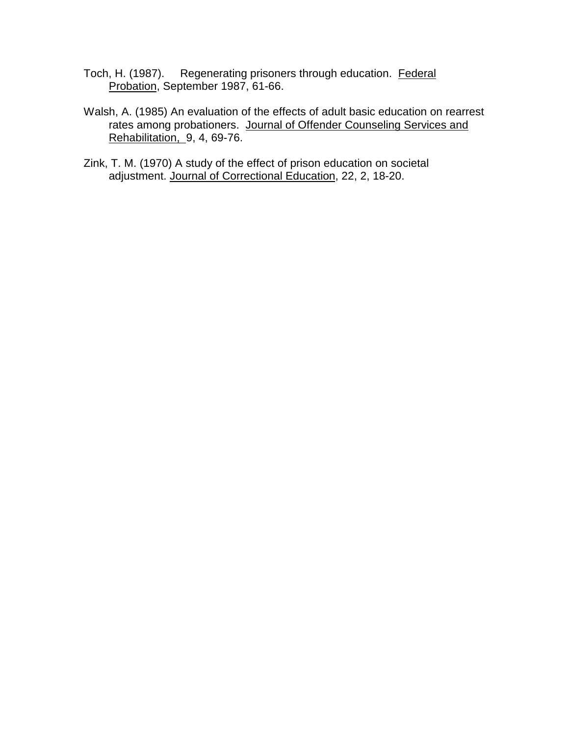Toch, H. (1987). Regenerating prisoners through education. Federal Probation, September 1987, 61-66.

Walsh, A. (1985) An evaluation of the effects of adult basic education on rearrest rates among probationers. Journal of Offender Counseling Services and Rehabilitation, 9, 4, 69-76.

Zink, T. M. (1970) A study of the effect of prison education on societal adjustment. Journal of Correctional Education, 22, 2, 18-20.